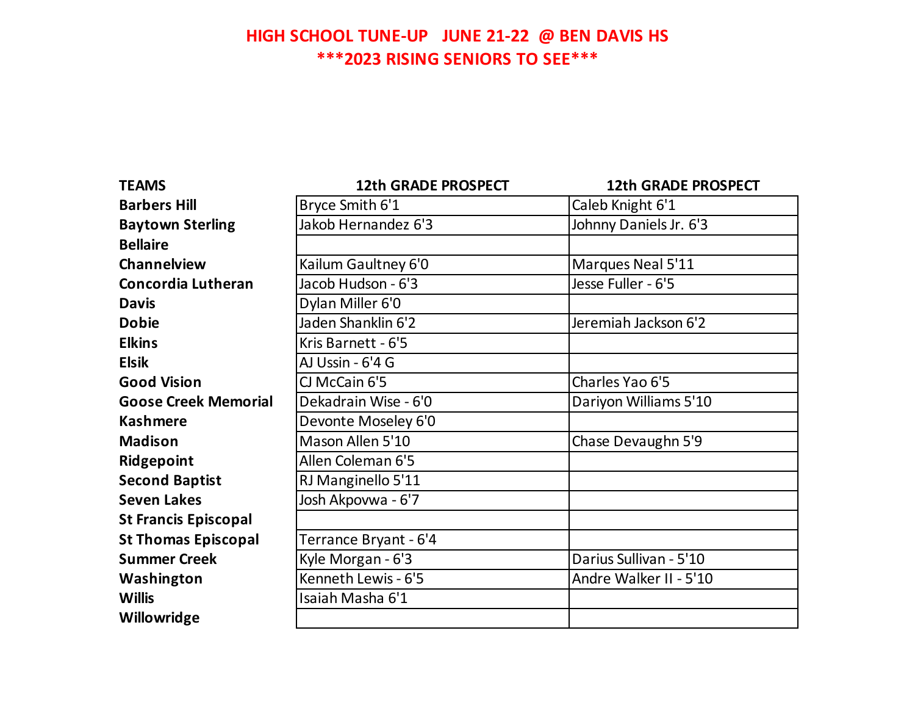# HIGH SCHOOL TUNE-UP JUNE 21-22 @ BEN DAVIS HS

## ***2023 RISING SENIORS TO SEE***

| TEAMS | 12th GRADE PROSPECT | 12th GRADE PROSPECT |
|---|---|---|
| Barbers Hill | Bryce Smith 6'1 | Caleb Knight 6'1 |
| Baytown Sterling | Jakob Hernandez 6'3 | Johnny Daniels Jr. 6'3 |
| Bellaire | | |
| Channelview | Kailum Gaultney 6'0 | Marques Neal 5'11 |
| Concordia Lutheran | Jacob Hudson - 6'3 | Jesse Fuller - 6'5 |
| Davis | Dylan Miller 6'0 | |
| Dobie | Jaden Shanklin 6'2 | Jeremiah Jackson 6'2 |
| Elkins | Kris Barnett - 6'5 | |
| Elsik | AJ Ussin - 6'4 G | |
| Good Vision | CJ McCain 6'5 | Charles Yao 6'5 |
| Goose Creek Memorial | Dekadrain Wise - 6'0 | Dariyon Williams 5'10 |
| Kashmere | Devonte Moseley 6'0 | |
| Madison | Mason Allen 5'10 | Chase Devaughn 5'9 |
| Ridgepoint | Allen Coleman 6'5 | |
| Second Baptist | RJ Manginello 5'11 | |
| Seven Lakes | Josh Akpovwa - 6'7 | |
| St Francis Episcopal | | |
| St Thomas Episcopal | Terrance Bryant - 6'4 | |
| Summer Creek | Kyle Morgan - 6'3 | Darius Sullivan - 5'10 |
| Washington | Kenneth Lewis - 6'5 | Andre Walker II - 5'10 |
| Willis | Isaiah Masha 6'1 | |
| Willowridge | | |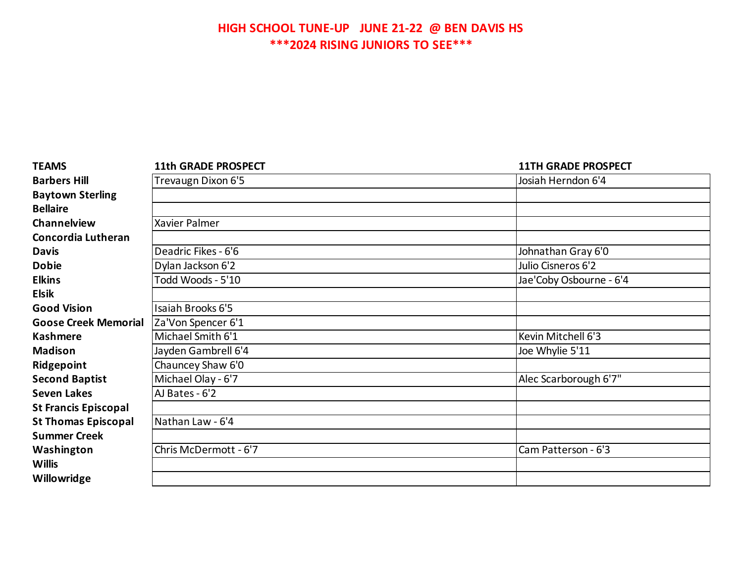# HIGH SCHOOL TUNE-UP   JUNE 21-22  @ BEN DAVIS HS

## ***2024 RISING JUNIORS TO SEE***

| TEAMS | 11th GRADE PROSPECT | 11TH GRADE PROSPECT |
|---|---|---|
| Barbers Hill | Trevaugn Dixon 6'5 | Josiah Herndon 6'4 |
| Baytown Sterling | | |
| Bellaire | | |
| Channelview | Xavier Palmer | |
| Concordia Lutheran | | |
| Davis | Deadric Fikes - 6'6 | Johnathan Gray 6'0 |
| Dobie | Dylan Jackson 6'2 | Julio Cisneros 6'2 |
| Elkins | Todd Woods - 5'10 | Jae'Coby Osbourne - 6'4 |
| Elsik | | |
| Good Vision | Isaiah Brooks 6'5 | |
| Goose Creek Memorial | Za'Von Spencer 6'1 | |
| Kashmere | Michael Smith 6'1 | Kevin Mitchell 6'3 |
| Madison | Jayden Gambrell 6'4 | Joe Whylie 5'11 |
| Ridgepoint | Chauncey Shaw 6'0 | |
| Second Baptist | Michael Olay - 6'7 | Alec Scarborough 6'7" |
| Seven Lakes | AJ Bates - 6'2 | |
| St Francis Episcopal | | |
| St Thomas Episcopal | Nathan Law - 6'4 | |
| Summer Creek | | |
| Washington | Chris McDermott - 6'7 | Cam Patterson - 6'3 |
| Willis | | |
| Willowridge | | |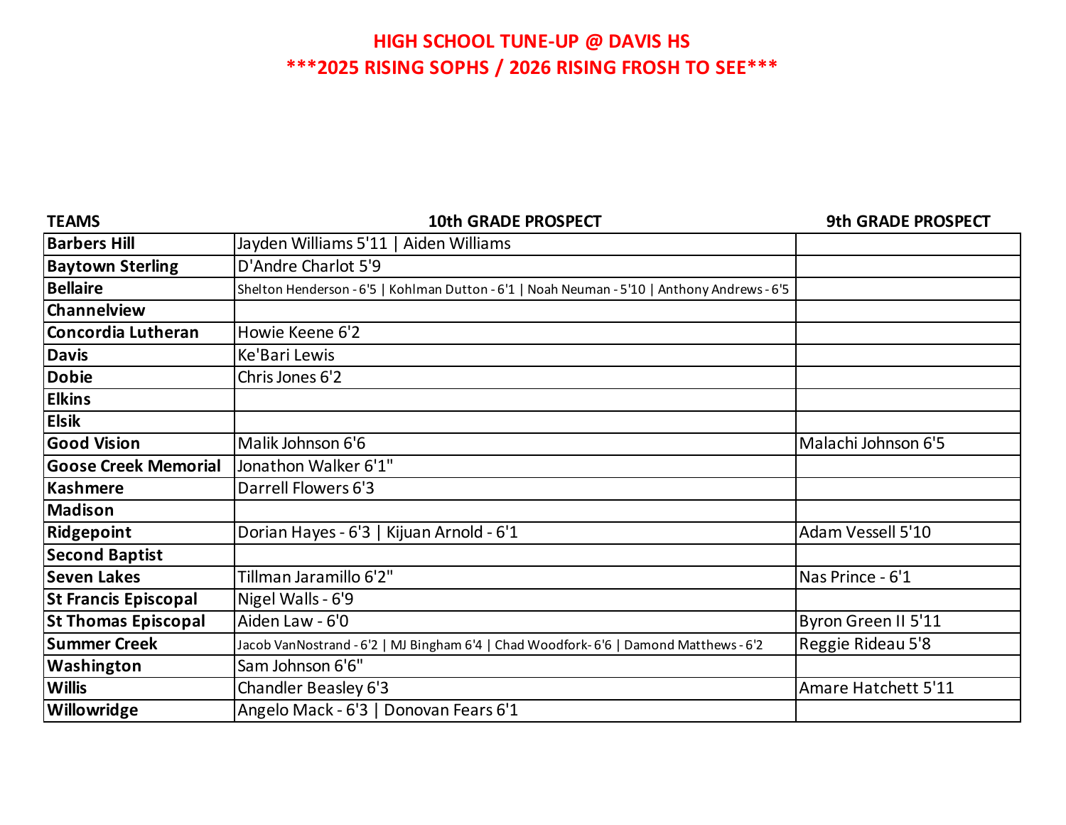# HIGH SCHOOL TUNE-UP @ DAVIS HS

## ***2025 RISING SOPHS / 2026 RISING FROSH TO SEE***

| TEAMS | 10th GRADE PROSPECT | 9th GRADE PROSPECT |
|---|---|---|
| **Barbers Hill** | Jayden Williams 5'11 \| Aiden Williams | |
| **Baytown Sterling** | D'Andre Charlot 5'9 | |
| **Bellaire** | Shelton Henderson - 6'5 \| Kohlman Dutton - 6'1 \| Noah Neuman - 5'10 \| Anthony Andrews - 6'5 | |
| **Channelview** | | |
| **Concordia Lutheran** | Howie Keene 6'2 | |
| **Davis** | Ke'Bari Lewis | |
| **Dobie** | Chris Jones 6'2 | |
| **Elkins** | | |
| **Elsik** | | |
| **Good Vision** | Malik Johnson 6'6 | Malachi Johnson 6'5 |
| **Goose Creek Memorial** | Jonathon Walker 6'1" | |
| **Kashmere** | Darrell Flowers 6'3 | |
| **Madison** | | |
| **Ridgepoint** | Dorian Hayes - 6'3 \| Kijuan Arnold - 6'1 | Adam Vessell 5'10 |
| **Second Baptist** | | |
| **Seven Lakes** | Tillman Jaramillo 6'2" | Nas Prince - 6'1 |
| **St Francis Episcopal** | Nigel Walls - 6'9 | |
| **St Thomas Episcopal** | Aiden Law - 6'0 | Byron Green II 5'11 |
| **Summer Creek** | Jacob VanNostrand - 6'2 \| MJ Bingham 6'4 \| Chad Woodfork- 6'6 \| Damond Matthews - 6'2 | Reggie Rideau 5'8 |
| **Washington** | Sam Johnson 6'6" | |
| **Willis** | Chandler Beasley 6'3 | Amare Hatchett 5'11 |
| **Willowridge** | Angelo Mack - 6'3 \| Donovan Fears 6'1 | |